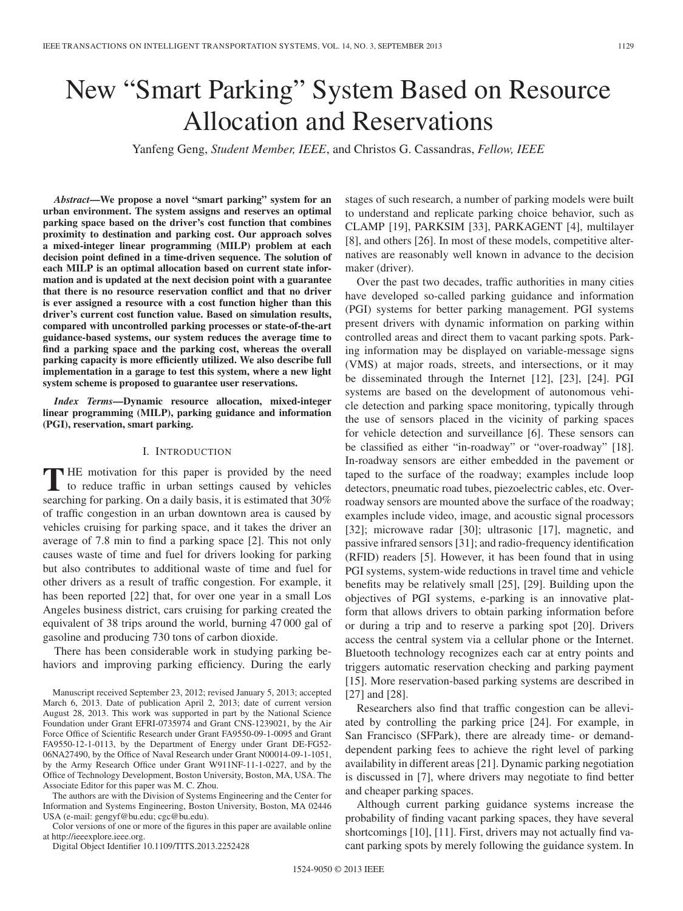# New "Smart Parking" System Based on Resource Allocation and Reservations

Yanfeng Geng, *Student Member, IEEE*, and Christos G. Cassandras, *Fellow, IEEE*

***Abstract*—We propose a novel "smart parking" system for an urban environment. The system assigns and reserves an optimal parking space based on the driver's cost function that combines proximity to destination and parking cost. Our approach solves a mixed-integer linear programming (MILP) problem at each decision point defined in a time-driven sequence. The solution of each MILP is an optimal allocation based on current state information and is updated at the next decision point with a guarantee that there is no resource reservation conflict and that no driver is ever assigned a resource with a cost function higher than this driver's current cost function value. Based on simulation results, compared with uncontrolled parking processes or state-of-the-art guidance-based systems, our system reduces the average time to find a parking space and the parking cost, whereas the overall parking capacity is more efficiently utilized. We also describe full implementation in a garage to test this system, where a new light system scheme is proposed to guarantee user reservations.**

***Index Terms*—Dynamic resource allocation, mixed-integer linear programming (MILP), parking guidance and information (PGI), reservation, smart parking.**

## I. Introduction

The motivation for this paper is provided by the need to reduce traffic in urban settings caused by vehicles searching for parking. On a daily basis, it is estimated that 30% of traffic congestion in an urban downtown area is caused by vehicles cruising for parking space, and it takes the driver an average of 7.8 min to find a parking space [2]. This not only causes waste of time and fuel for drivers looking for parking but also contributes to additional waste of time and fuel for other drivers as a result of traffic congestion. For example, it has been reported [22] that, for over one year in a small Los Angeles business district, cars cruising for parking created the equivalent of 38 trips around the world, burning 47 000 gal of gasoline and producing 730 tons of carbon dioxide.

There has been considerable work in studying parking behaviors and improving parking efficiency. During the early stages of such research, a number of parking models were built to understand and replicate parking choice behavior, such as CLAMP [19], PARKSIM [33], PARKAGENT [4], multilayer [8], and others [26]. In most of these models, competitive alternatives are reasonably well known in advance to the decision maker (driver).

Over the past two decades, traffic authorities in many cities have developed so-called parking guidance and information (PGI) systems for better parking management. PGI systems present drivers with dynamic information on parking within controlled areas and direct them to vacant parking spots. Parking information may be displayed on variable-message signs (VMS) at major roads, streets, and intersections, or it may be disseminated through the Internet [12], [23], [24]. PGI systems are based on the development of autonomous vehicle detection and parking space monitoring, typically through the use of sensors placed in the vicinity of parking spaces for vehicle detection and surveillance [6]. These sensors can be classified as either "in-roadway" or "over-roadway" [18]. In-roadway sensors are either embedded in the pavement or taped to the surface of the roadway; examples include loop detectors, pneumatic road tubes, piezoelectric cables, etc. Over-roadway sensors are mounted above the surface of the roadway; examples include video, image, and acoustic signal processors [32]; microwave radar [30]; ultrasonic [17], magnetic, and passive infrared sensors [31]; and radio-frequency identification (RFID) readers [5]. However, it has been found that in using PGI systems, system-wide reductions in travel time and vehicle benefits may be relatively small [25], [29]. Building upon the objectives of PGI systems, e-parking is an innovative platform that allows drivers to obtain parking information before or during a trip and to reserve a parking spot [20]. Drivers access the central system via a cellular phone or the Internet. Bluetooth technology recognizes each car at entry points and triggers automatic reservation checking and parking payment [15]. More reservation-based parking systems are described in [27] and [28].

Researchers also find that traffic congestion can be alleviated by controlling the parking price [24]. For example, in San Francisco (SFPark), there are already time- or demand-dependent parking fees to achieve the right level of parking availability in different areas [21]. Dynamic parking negotiation is discussed in [7], where drivers may negotiate to find better and cheaper parking spaces.

Although current parking guidance systems increase the probability of finding vacant parking spaces, they have several shortcomings [10], [11]. First, drivers may not actually find vacant parking spots by merely following the guidance system. In

---

Manuscript received September 23, 2012; revised January 5, 2013; accepted March 6, 2013. Date of publication April 2, 2013; date of current version August 28, 2013. This work was supported in part by the National Science Foundation under Grant EFRI-0735974 and Grant CNS-1239021, by the Air Force Office of Scientific Research under Grant FA9550-09-1-0095 and Grant FA9550-12-1-0113, by the Department of Energy under Grant DE-FG52-06NA27490, by the Office of Naval Research under Grant N00014-09-1-1051, by the Army Research Office under Grant W911NF-11-1-0227, and by the Office of Technology Development, Boston University, Boston, MA, USA. The Associate Editor for this paper was M. C. Zhou.

The authors are with the Division of Systems Engineering and the Center for Information and Systems Engineering, Boston University, Boston, MA 02446 USA (e-mail: gengyf@bu.edu; cgc@bu.edu).

Color versions of one or more of the figures in this paper are available online at http://ieeexplore.ieee.org.

Digital Object Identifier 10.1109/TITS.2013.2252428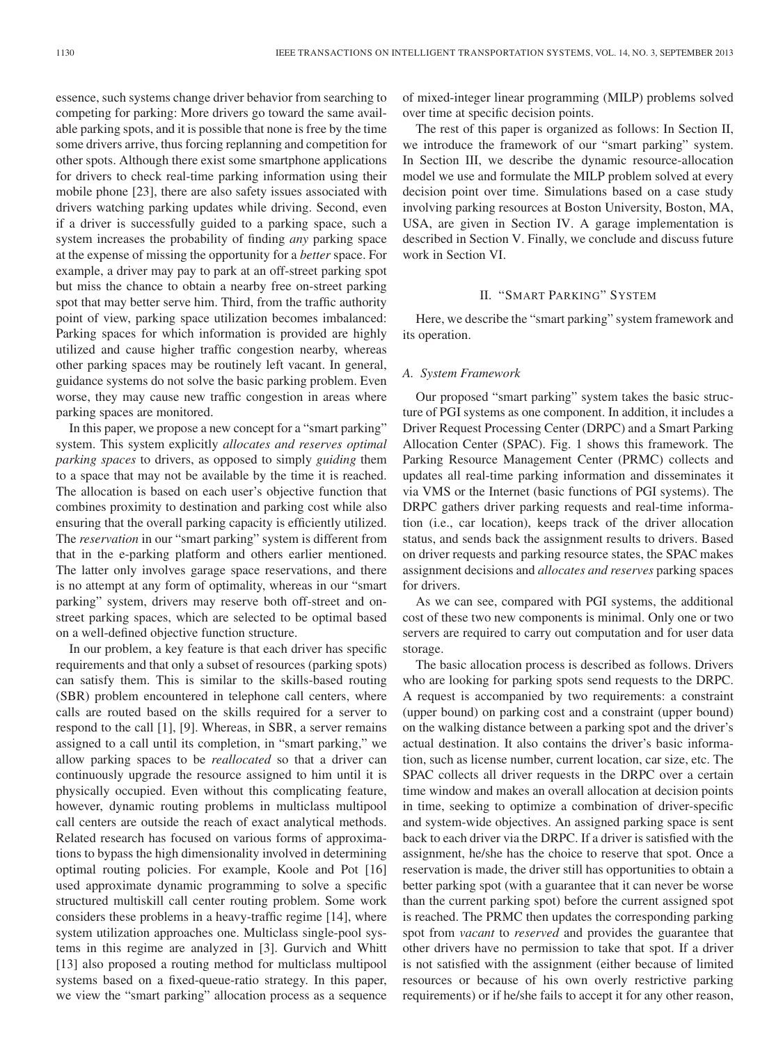essence, such systems change driver behavior from searching to competing for parking: More drivers go toward the same available parking spots, and it is possible that none is free by the time some drivers arrive, thus forcing replanning and competition for other spots. Although there exist some smartphone applications for drivers to check real-time parking information using their mobile phone [23], there are also safety issues associated with drivers watching parking updates while driving. Second, even if a driver is successfully guided to a parking space, such a system increases the probability of finding *any* parking space at the expense of missing the opportunity for a *better* space. For example, a driver may pay to park at an off-street parking spot but miss the chance to obtain a nearby free on-street parking spot that may better serve him. Third, from the traffic authority point of view, parking space utilization becomes imbalanced: Parking spaces for which information is provided are highly utilized and cause higher traffic congestion nearby, whereas other parking spaces may be routinely left vacant. In general, guidance systems do not solve the basic parking problem. Even worse, they may cause new traffic congestion in areas where parking spaces are monitored.

In this paper, we propose a new concept for a "smart parking" system. This system explicitly *allocates and reserves optimal parking spaces* to drivers, as opposed to simply *guiding* them to a space that may not be available by the time it is reached. The allocation is based on each user's objective function that combines proximity to destination and parking cost while also ensuring that the overall parking capacity is efficiently utilized. The *reservation* in our "smart parking" system is different from that in the e-parking platform and others earlier mentioned. The latter only involves garage space reservations, and there is no attempt at any form of optimality, whereas in our "smart parking" system, drivers may reserve both off-street and on-street parking spaces, which are selected to be optimal based on a well-defined objective function structure.

In our problem, a key feature is that each driver has specific requirements and that only a subset of resources (parking spots) can satisfy them. This is similar to the skills-based routing (SBR) problem encountered in telephone call centers, where calls are routed based on the skills required for a server to respond to the call [1], [9]. Whereas, in SBR, a server remains assigned to a call until its completion, in "smart parking," we allow parking spaces to be *reallocated* so that a driver can continuously upgrade the resource assigned to him until it is physically occupied. Even without this complicating feature, however, dynamic routing problems in multiclass multipool call centers are outside the reach of exact analytical methods. Related research has focused on various forms of approximations to bypass the high dimensionality involved in determining optimal routing policies. For example, Koole and Pot [16] used approximate dynamic programming to solve a specific structured multiskill call center routing problem. Some work considers these problems in a heavy-traffic regime [14], where system utilization approaches one. Multiclass single-pool systems in this regime are analyzed in [3]. Gurvich and Whitt [13] also proposed a routing method for multiclass multipool systems based on a fixed-queue-ratio strategy. In this paper, we view the "smart parking" allocation process as a sequence of mixed-integer linear programming (MILP) problems solved over time at specific decision points.

The rest of this paper is organized as follows: In Section II, we introduce the framework of our "smart parking" system. In Section III, we describe the dynamic resource-allocation model we use and formulate the MILP problem solved at every decision point over time. Simulations based on a case study involving parking resources at Boston University, Boston, MA, USA, are given in Section IV. A garage implementation is described in Section V. Finally, we conclude and discuss future work in Section VI.

## II. "Smart Parking" System

Here, we describe the "smart parking" system framework and its operation.

### A. System Framework

Our proposed "smart parking" system takes the basic structure of PGI systems as one component. In addition, it includes a Driver Request Processing Center (DRPC) and a Smart Parking Allocation Center (SPAC). Fig. 1 shows this framework. The Parking Resource Management Center (PRMC) collects and updates all real-time parking information and disseminates it via VMS or the Internet (basic functions of PGI systems). The DRPC gathers driver parking requests and real-time information (i.e., car location), keeps track of the driver allocation status, and sends back the assignment results to drivers. Based on driver requests and parking resource states, the SPAC makes assignment decisions and *allocates and reserves* parking spaces for drivers.

As we can see, compared with PGI systems, the additional cost of these two new components is minimal. Only one or two servers are required to carry out computation and for user data storage.

The basic allocation process is described as follows. Drivers who are looking for parking spots send requests to the DRPC. A request is accompanied by two requirements: a constraint (upper bound) on parking cost and a constraint (upper bound) on the walking distance between a parking spot and the driver's actual destination. It also contains the driver's basic information, such as license number, current location, car size, etc. The SPAC collects all driver requests in the DRPC over a certain time window and makes an overall allocation at decision points in time, seeking to optimize a combination of driver-specific and system-wide objectives. An assigned parking space is sent back to each driver via the DRPC. If a driver is satisfied with the assignment, he/she has the choice to reserve that spot. Once a reservation is made, the driver still has opportunities to obtain a better parking spot (with a guarantee that it can never be worse than the current parking spot) before the current assigned spot is reached. The PRMC then updates the corresponding parking spot from *vacant* to *reserved* and provides the guarantee that other drivers have no permission to take that spot. If a driver is not satisfied with the assignment (either because of limited resources or because of his own overly restrictive parking requirements) or if he/she fails to accept it for any other reason,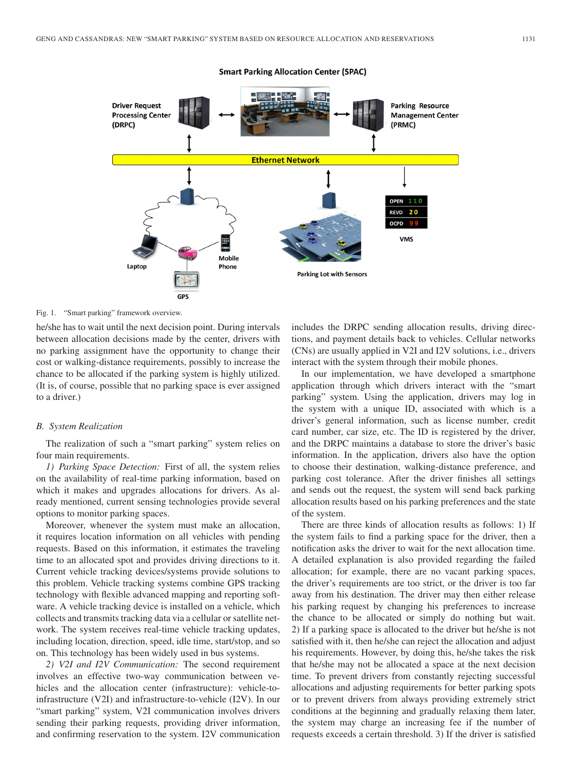Smart Parking Allocation Center (SPAC)

Driver Request Processing Center (DRPC)

Parking Resource Management Center (PRMC)

Ethernet Network

OPEN 110

REVD 20

OCPD 99

VMS

Laptop

Mobile Phone

GPS

Parking Lot with Sensors

Fig. 1. "Smart parking" framework overview.

he/she has to wait until the next decision point. During intervals between allocation decisions made by the center, drivers with no parking assignment have the opportunity to change their cost or walking-distance requirements, possibly to increase the chance to be allocated if the parking system is highly utilized. (It is, of course, possible that no parking space is ever assigned to a driver.)

### *B. System Realization*

The realization of such a "smart parking" system relies on four main requirements.

*1) Parking Space Detection:* First of all, the system relies on the availability of real-time parking information, based on which it makes and upgrades allocations for drivers. As already mentioned, current sensing technologies provide several options to monitor parking spaces.

Moreover, whenever the system must make an allocation, it requires location information on all vehicles with pending requests. Based on this information, it estimates the traveling time to an allocated spot and provides driving directions to it. Current vehicle tracking devices/systems provide solutions to this problem. Vehicle tracking systems combine GPS tracking technology with flexible advanced mapping and reporting software. A vehicle tracking device is installed on a vehicle, which collects and transmits tracking data via a cellular or satellite network. The system receives real-time vehicle tracking updates, including location, direction, speed, idle time, start/stop, and so on. This technology has been widely used in bus systems.

*2) V2I and I2V Communication:* The second requirement involves an effective two-way communication between vehicles and the allocation center (infrastructure): vehicle-to-infrastructure (V2I) and infrastructure-to-vehicle (I2V). In our "smart parking" system, V2I communication involves drivers sending their parking requests, providing driver information, and confirming reservation to the system. I2V communication includes the DRPC sending allocation results, driving directions, and payment details back to vehicles. Cellular networks (CNs) are usually applied in V2I and I2V solutions, i.e., drivers interact with the system through their mobile phones.

In our implementation, we have developed a smartphone application through which drivers interact with the "smart parking" system. Using the application, drivers may log in the system with a unique ID, associated with which is a driver's general information, such as license number, credit card number, car size, etc. The ID is registered by the driver, and the DRPC maintains a database to store the driver's basic information. In the application, drivers also have the option to choose their destination, walking-distance preference, and parking cost tolerance. After the driver finishes all settings and sends out the request, the system will send back parking allocation results based on his parking preferences and the state of the system.

There are three kinds of allocation results as follows: 1) If the system fails to find a parking space for the driver, then a notification asks the driver to wait for the next allocation time. A detailed explanation is also provided regarding the failed allocation; for example, there are no vacant parking spaces, the driver's requirements are too strict, or the driver is too far away from his destination. The driver may then either release his parking request by changing his preferences to increase the chance to be allocated or simply do nothing but wait. 2) If a parking space is allocated to the driver but he/she is not satisfied with it, then he/she can reject the allocation and adjust his requirements. However, by doing this, he/she takes the risk that he/she may not be allocated a space at the next decision time. To prevent drivers from constantly rejecting successful allocations and adjusting requirements for better parking spots or to prevent drivers from always providing extremely strict conditions at the beginning and gradually relaxing them later, the system may charge an increasing fee if the number of requests exceeds a certain threshold. 3) If the driver is satisfied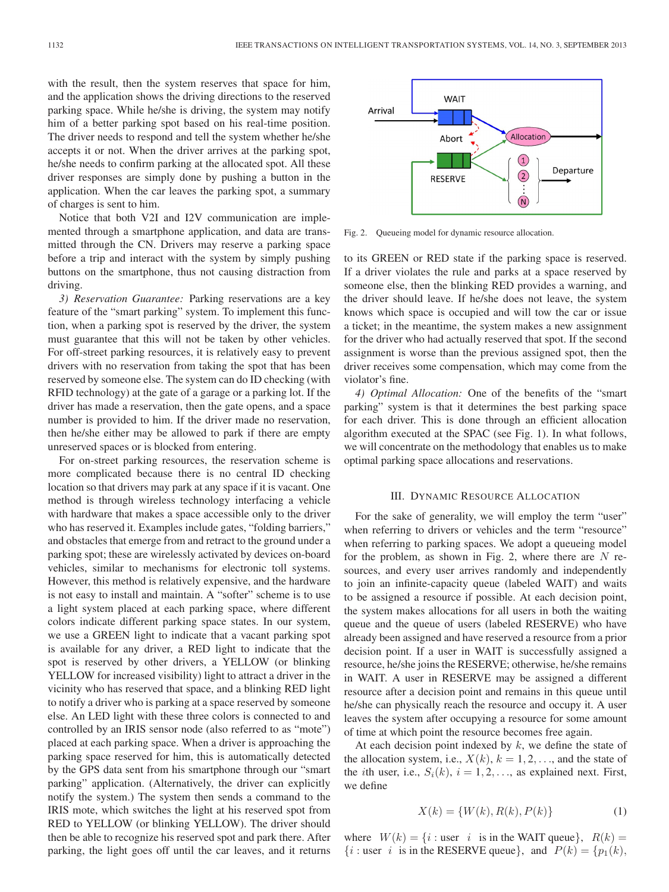with the result, then the system reserves that space for him, and the application shows the driving directions to the reserved parking space. While he/she is driving, the system may notify him of a better parking spot based on his real-time position. The driver needs to respond and tell the system whether he/she accepts it or not. When the driver arrives at the parking spot, he/she needs to confirm parking at the allocated spot. All these driver responses are simply done by pushing a button in the application. When the car leaves the parking spot, a summary of charges is sent to him.

Notice that both V2I and I2V communication are implemented through a smartphone application, and data are transmitted through the CN. Drivers may reserve a parking space before a trip and interact with the system by simply pushing buttons on the smartphone, thus not causing distraction from driving.

*3) Reservation Guarantee:* Parking reservations are a key feature of the "smart parking" system. To implement this function, when a parking spot is reserved by the driver, the system must guarantee that this will not be taken by other vehicles. For off-street parking resources, it is relatively easy to prevent drivers with no reservation from taking the spot that has been reserved by someone else. The system can do ID checking (with RFID technology) at the gate of a garage or a parking lot. If the driver has made a reservation, then the gate opens, and a space number is provided to him. If the driver made no reservation, then he/she either may be allowed to park if there are empty unreserved spaces or is blocked from entering.

For on-street parking resources, the reservation scheme is more complicated because there is no central ID checking location so that drivers may park at any space if it is vacant. One method is through wireless technology interfacing a vehicle with hardware that makes a space accessible only to the driver who has reserved it. Examples include gates, "folding barriers," and obstacles that emerge from and retract to the ground under a parking spot; these are wirelessly activated by devices on-board vehicles, similar to mechanisms for electronic toll systems. However, this method is relatively expensive, and the hardware is not easy to install and maintain. A "softer" scheme is to use a light system placed at each parking space, where different colors indicate different parking space states. In our system, we use a GREEN light to indicate that a vacant parking spot is available for any driver, a RED light to indicate that the spot is reserved by other drivers, a YELLOW (or blinking YELLOW for increased visibility) light to attract a driver in the vicinity who has reserved that space, and a blinking RED light to notify a driver who is parking at a space reserved by someone else. An LED light with these three colors is connected to and controlled by an IRIS sensor node (also referred to as "mote") placed at each parking space. When a driver is approaching the parking space reserved for him, this is automatically detected by the GPS data sent from his smartphone through our "smart parking" application. (Alternatively, the driver can explicitly notify the system.) The system then sends a command to the IRIS mote, which switches the light at his reserved spot from RED to YELLOW (or blinking YELLOW). The driver should then be able to recognize his reserved spot and park there. After parking, the light goes off until the car leaves, and it returns to its GREEN or RED state if the parking space is reserved. If a driver violates the rule and parks at a space reserved by someone else, then the blinking RED provides a warning, and the driver should leave. If he/she does not leave, the system knows which space is occupied and will tow the car or issue a ticket; in the meantime, the system makes a new assignment for the driver who had actually reserved that spot. If the second assignment is worse than the previous assigned spot, then the driver receives some compensation, which may come from the violator's fine.

WAIT
Arrival
Abort
Allocation
RESERVE
Departure
1
2
N

Fig. 2. Queueing model for dynamic resource allocation.

*4) Optimal Allocation:* One of the benefits of the "smart parking" system is that it determines the best parking space for each driver. This is done through an efficient allocation algorithm executed at the SPAC (see Fig. 1). In what follows, we will concentrate on the methodology that enables us to make optimal parking space allocations and reservations.

## III. Dynamic Resource Allocation

For the sake of generality, we will employ the term "user" when referring to drivers or vehicles and the term "resource" when referring to parking spaces. We adopt a queueing model for the problem, as shown in Fig. 2, where there are $N$ resources, and every user arrives randomly and independently to join an infinite-capacity queue (labeled WAIT) and waits to be assigned a resource if possible. At each decision point, the system makes allocations for all users in both the waiting queue and the queue of users (labeled RESERVE) who have already been assigned and have reserved a resource from a prior decision point. If a user in WAIT is successfully assigned a resource, he/she joins the RESERVE; otherwise, he/she remains in WAIT. A user in RESERVE may be assigned a different resource after a decision point and remains in this queue until he/she can physically reach the resource and occupy it. A user leaves the system after occupying a resource for some amount of time at which point the resource becomes free again.

At each decision point indexed by $k$, we define the state of the allocation system, i.e., $X(k)$, $k = 1, 2, \ldots$, and the state of the $i$th user, i.e., $S_i(k)$, $i = 1, 2, \ldots$, as explained next. First, we define

$$X(k) = \{W(k), R(k), P(k)\} \tag{1}$$

where $W(k) = \{i : \text{user } i \text{ is in the WAIT queue}\}$, $R(k) = \{i : \text{user } i \text{ is in the RESERVE queue}\}$, and $P(k) = \{p_1(k),$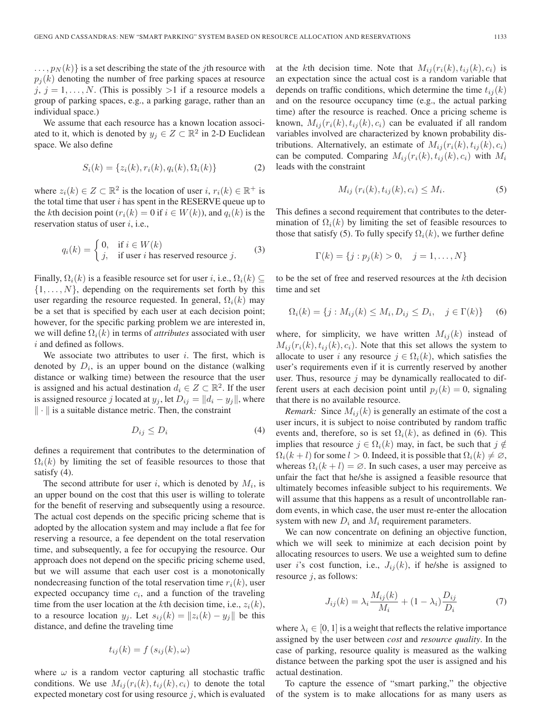$\ldots, p_N(k)\}$ is a set describing the state of the $j$th resource with $p_j(k)$ denoting the number of free parking spaces at resource $j$, $j = 1, \ldots, N$. (This is possibly $>1$ if a resource models a group of parking spaces, e.g., a parking garage, rather than an individual space.)

We assume that each resource has a known location associated to it, which is denoted by $y_j \in Z \subset \mathbb{R}^2$ in 2-D Euclidean space. We also define

$$S_i(k) = \{z_i(k), r_i(k), q_i(k), \Omega_i(k)\} \tag{2}$$

where $z_i(k) \in Z \subset \mathbb{R}^2$ is the location of user $i$, $r_i(k) \in \mathbb{R}^+$ is the total time that user $i$ has spent in the RESERVE queue up to the $k$th decision point ($r_i(k) = 0$ if $i \in W(k)$), and $q_i(k)$ is the reservation status of user $i$, i.e.,

$$q_i(k) = \begin{cases} 0, & \text{if } i \in W(k) \\ j, & \text{if user } i \text{ has reserved resource } j. \end{cases} \tag{3}$$

Finally, $\Omega_i(k)$ is a feasible resource set for user $i$, i.e., $\Omega_i(k) \subseteq \{1, \ldots, N\}$, depending on the requirements set forth by this user regarding the resource requested. In general, $\Omega_i(k)$ may be a set that is specified by each user at each decision point; however, for the specific parking problem we are interested in, we will define $\Omega_i(k)$ in terms of *attributes* associated with user $i$ and defined as follows.

We associate two attributes to user $i$. The first, which is denoted by $D_i$, is an upper bound on the distance (walking distance or walking time) between the resource that the user is assigned and his actual destination $d_i \in Z \subset \mathbb{R}^2$. If the user is assigned resource $j$ located at $y_j$, let $D_{ij} = \|d_i - y_j\|$, where $\|\cdot\|$ is a suitable distance metric. Then, the constraint

$$D_{ij} \leq D_i \tag{4}$$

defines a requirement that contributes to the determination of $\Omega_i(k)$ by limiting the set of feasible resources to those that satisfy (4).

The second attribute for user $i$, which is denoted by $M_i$, is an upper bound on the cost that this user is willing to tolerate for the benefit of reserving and subsequently using a resource. The actual cost depends on the specific pricing scheme that is adopted by the allocation system and may include a flat fee for reserving a resource, a fee dependent on the total reservation time, and subsequently, a fee for occupying the resource. Our approach does not depend on the specific pricing scheme used, but we will assume that each user cost is a monotonically nondecreasing function of the total reservation time $r_i(k)$, user expected occupancy time $c_i$, and a function of the traveling time from the user location at the $k$th decision time, i.e., $z_i(k)$, to a resource location $y_j$. Let $s_{ij}(k) = \|z_i(k) - y_j\|$ be this distance, and define the traveling time

$$t_{ij}(k) = f\left(s_{ij}(k), \omega\right)$$

where $\omega$ is a random vector capturing all stochastic traffic conditions. We use $M_{ij}(r_i(k), t_{ij}(k), c_i)$ to denote the total expected monetary cost for using resource $j$, which is evaluated at the $k$th decision time. Note that $M_{ij}(r_i(k), t_{ij}(k), c_i)$ is an expectation since the actual cost is a random variable that depends on traffic conditions, which determine the time $t_{ij}(k)$ and on the resource occupancy time (e.g., the actual parking time) after the resource is reached. Once a pricing scheme is known, $M_{ij}(r_i(k), t_{ij}(k), c_i)$ can be evaluated if all random variables involved are characterized by known probability distributions. Alternatively, an estimate of $M_{ij}(r_i(k), t_{ij}(k), c_i)$ can be computed. Comparing $M_{ij}(r_i(k), t_{ij}(k), c_i)$ with $M_i$ leads with the constraint

$$M_{ij}\left(r_i(k), t_{ij}(k), c_i\right) \leq M_i. \tag{5}$$

This defines a second requirement that contributes to the determination of $\Omega_i(k)$ by limiting the set of feasible resources to those that satisfy (5). To fully specify $\Omega_i(k)$, we further define

$$\Gamma(k) = \{j : p_j(k) > 0, \quad j = 1, \ldots, N\}$$

to be the set of free and reserved resources at the $k$th decision time and set

$$\Omega_i(k) = \{j : M_{ij}(k) \leq M_i, D_{ij} \leq D_i, \quad j \in \Gamma(k)\} \tag{6}$$

where, for simplicity, we have written $M_{ij}(k)$ instead of $M_{ij}(r_i(k), t_{ij}(k), c_i)$. Note that this set allows the system to allocate to user $i$ any resource $j \in \Omega_i(k)$, which satisfies the user's requirements even if it is currently reserved by another user. Thus, resource $j$ may be dynamically reallocated to different users at each decision point until $p_j(k) = 0$, signaling that there is no available resource.

*Remark:* Since $M_{ij}(k)$ is generally an estimate of the cost a user incurs, it is subject to noise contributed by random traffic events and, therefore, so is set $\Omega_i(k)$, as defined in (6). This implies that resource $j \in \Omega_i(k)$ may, in fact, be such that $j \notin \Omega_i(k + l)$ for some $l > 0$. Indeed, it is possible that $\Omega_i(k) \neq \varnothing$, whereas $\Omega_i(k + l) = \varnothing$. In such cases, a user may perceive as unfair the fact that he/she is assigned a feasible resource that ultimately becomes infeasible subject to his requirements. We will assume that this happens as a result of uncontrollable random events, in which case, the user must re-enter the allocation system with new $D_i$ and $M_i$ requirement parameters.

We can now concentrate on defining an objective function, which we will seek to minimize at each decision point by allocating resources to users. We use a weighted sum to define user $i$'s cost function, i.e., $J_{ij}(k)$, if he/she is assigned to resource $j$, as follows:

$$J_{ij}(k) = \lambda_i \frac{M_{ij}(k)}{M_i} + (1 - \lambda_i) \frac{D_{ij}}{D_i} \tag{7}$$

where $\lambda_i \in [0, 1]$ is a weight that reflects the relative importance assigned by the user between *cost* and *resource quality*. In the case of parking, resource quality is measured as the walking distance between the parking spot the user is assigned and his actual destination.

To capture the essence of "smart parking," the objective of the system is to make allocations for as many users as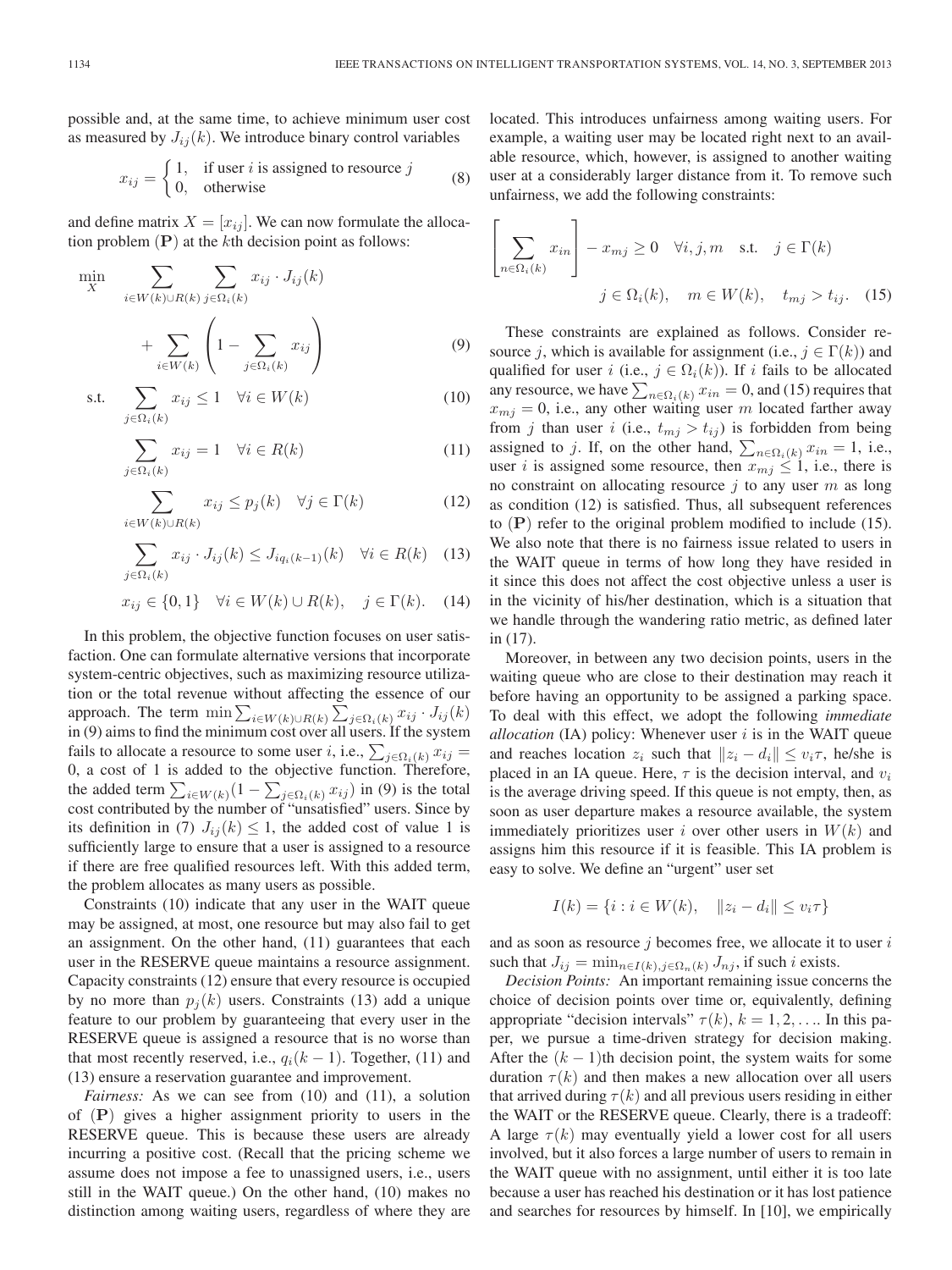possible and, at the same time, to achieve minimum user cost as measured by $J_{ij}(k)$. We introduce binary control variables

$$x_{ij} = \begin{cases} 1, & \text{if user } i \text{ is assigned to resource } j \\ 0, & \text{otherwise} \end{cases} \tag{8}$$

and define matrix $X = [x_{ij}]$. We can now formulate the allocation problem $(\mathbf{P})$ at the $k$th decision point as follows:

$$\min_{X} \quad \sum_{i \in W(k) \cup R(k)} \sum_{j \in \Omega_i(k)} x_{ij} \cdot J_{ij}(k) + \sum_{i \in W(k)} \left(1 - \sum_{j \in \Omega_i(k)} x_{ij}\right) \tag{9}$$

$$\text{s.t.} \quad \sum_{j \in \Omega_i(k)} x_{ij} \leq 1 \quad \forall i \in W(k) \tag{10}$$

$$\sum_{j \in \Omega_i(k)} x_{ij} = 1 \quad \forall i \in R(k) \tag{11}$$

$$\sum_{i \in W(k) \cup R(k)} x_{ij} \leq p_j(k) \quad \forall j \in \Gamma(k) \tag{12}$$

$$\sum_{j \in \Omega_i(k)} x_{ij} \cdot J_{ij}(k) \leq J_{iq_i(k-1)}(k) \quad \forall i \in R(k) \tag{13}$$

$$x_{ij} \in \{0, 1\} \quad \forall i \in W(k) \cup R(k), \quad j \in \Gamma(k). \tag{14}$$

In this problem, the objective function focuses on user satisfaction. One can formulate alternative versions that incorporate system-centric objectives, such as maximizing resource utilization or the total revenue without affecting the essence of our approach. The term $\min \sum_{i \in W(k) \cup R(k)} \sum_{j \in \Omega_i(k)} x_{ij} \cdot J_{ij}(k)$ in (9) aims to find the minimum cost over all users. If the system fails to allocate a resource to some user $i$, i.e., $\sum_{j \in \Omega_i(k)} x_{ij} = 0$, a cost of 1 is added to the objective function. Therefore, the added term $\sum_{i \in W(k)}(1 - \sum_{j \in \Omega_i(k)} x_{ij})$ in (9) is the total cost contributed by the number of "unsatisfied" users. Since by its definition in (7) $J_{ij}(k) \leq 1$, the added cost of value 1 is sufficiently large to ensure that a user is assigned to a resource if there are free qualified resources left. With this added term, the problem allocates as many users as possible.

Constraints (10) indicate that any user in the WAIT queue may be assigned, at most, one resource but may also fail to get an assignment. On the other hand, (11) guarantees that each user in the RESERVE queue maintains a resource assignment. Capacity constraints (12) ensure that every resource is occupied by no more than $p_j(k)$ users. Constraints (13) add a unique feature to our problem by guaranteeing that every user in the RESERVE queue is assigned a resource that is no worse than that most recently reserved, i.e., $q_i(k-1)$. Together, (11) and (13) ensure a reservation guarantee and improvement.

*Fairness:* As we can see from (10) and (11), a solution of $(\mathbf{P})$ gives a higher assignment priority to users in the RESERVE queue. This is because these users are already incurring a positive cost. (Recall that the pricing scheme we assume does not impose a fee to unassigned users, i.e., users still in the WAIT queue.) On the other hand, (10) makes no distinction among waiting users, regardless of where they are located. This introduces unfairness among waiting users. For example, a waiting user may be located right next to an available resource, which, however, is assigned to another waiting user at a considerably larger distance from it. To remove such unfairness, we add the following constraints:

$$\left[\sum_{n \in \Omega_i(k)} x_{in}\right] - x_{mj} \geq 0 \quad \forall i, j, m \quad \text{s.t.} \quad j \in \Gamma(k)$$
$$j \in \Omega_i(k), \quad m \in W(k), \quad t_{mj} > t_{ij}. \tag{15}$$

These constraints are explained as follows. Consider resource $j$, which is available for assignment (i.e., $j \in \Gamma(k)$) and qualified for user $i$ (i.e., $j \in \Omega_i(k)$). If $i$ fails to be allocated any resource, we have $\sum_{n \in \Omega_i(k)} x_{in} = 0$, and (15) requires that $x_{mj} = 0$, i.e., any other waiting user $m$ located farther away from $j$ than user $i$ (i.e., $t_{mj} > t_{ij}$) is forbidden from being assigned to $j$. If, on the other hand, $\sum_{n \in \Omega_i(k)} x_{in} = 1$, i.e., user $i$ is assigned some resource, then $x_{mj} \leq 1$, i.e., there is no constraint on allocating resource $j$ to any user $m$ as long as condition (12) is satisfied. Thus, all subsequent references to $(\mathbf{P})$ refer to the original problem modified to include (15). We also note that there is no fairness issue related to users in the WAIT queue in terms of how long they have resided in it since this does not affect the cost objective unless a user is in the vicinity of his/her destination, which is a situation that we handle through the wandering ratio metric, as defined later in (17).

Moreover, in between any two decision points, users in the waiting queue who are close to their destination may reach it before having an opportunity to be assigned a parking space. To deal with this effect, we adopt the following *immediate allocation* (IA) policy: Whenever user $i$ is in the WAIT queue and reaches location $z_i$ such that $\|z_i - d_i\| \leq v_i \tau$, he/she is placed in an IA queue. Here, $\tau$ is the decision interval, and $v_i$ is the average driving speed. If this queue is not empty, then, as soon as user departure makes a resource available, the system immediately prioritizes user $i$ over other users in $W(k)$ and assigns him this resource if it is feasible. This IA problem is easy to solve. We define an "urgent" user set

$$I(k) = \{i : i \in W(k), \quad \|z_i - d_i\| \leq v_i \tau\}$$

and as soon as resource $j$ becomes free, we allocate it to user $i$ such that $J_{ij} = \min_{n \in I(k), j \in \Omega_n(k)} J_{nj}$, if such $i$ exists.

*Decision Points:* An important remaining issue concerns the choice of decision points over time or, equivalently, defining appropriate "decision intervals" $\tau(k)$, $k = 1, 2, \ldots$. In this paper, we pursue a time-driven strategy for decision making. After the $(k-1)$th decision point, the system waits for some duration $\tau(k)$ and then makes a new allocation over all users that arrived during $\tau(k)$ and all previous users residing in either the WAIT or the RESERVE queue. Clearly, there is a tradeoff: A large $\tau(k)$ may eventually yield a lower cost for all users involved, but it also forces a large number of users to remain in the WAIT queue with no assignment, until either it is too late because a user has reached his destination or it has lost patience and searches for resources by himself. In [10], we empirically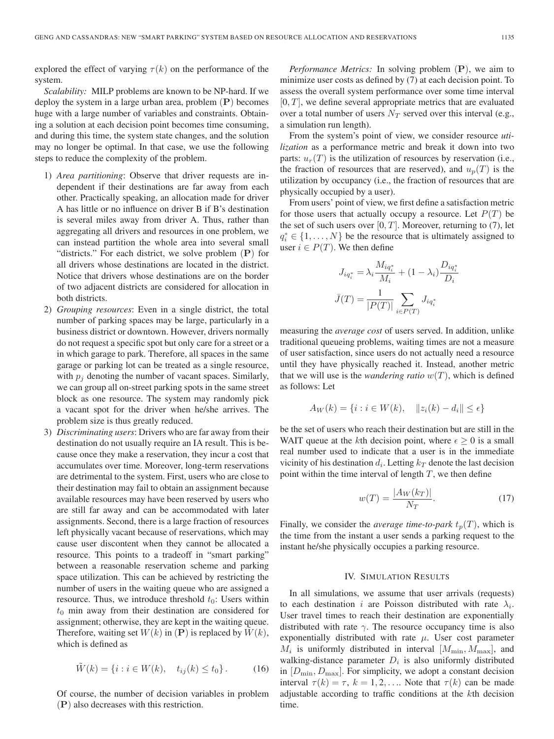explored the effect of varying $\tau(k)$ on the performance of the system.

*Scalability:* MILP problems are known to be NP-hard. If we deploy the system in a large urban area, problem $(\mathbf{P})$ becomes huge with a large number of variables and constraints. Obtaining a solution at each decision point becomes time consuming, and during this time, the system state changes, and the solution may no longer be optimal. In that case, we use the following steps to reduce the complexity of the problem.

1) *Area partitioning*: Observe that driver requests are independent if their destinations are far away from each other. Practically speaking, an allocation made for driver A has little or no influence on driver B if B's destination is several miles away from driver A. Thus, rather than aggregating all drivers and resources in one problem, we can instead partition the whole area into several small "districts." For each district, we solve problem $(\mathbf{P})$ for all drivers whose destinations are located in the district. Notice that drivers whose destinations are on the border of two adjacent districts are considered for allocation in both districts.
2) *Grouping resources*: Even in a single district, the total number of parking spaces may be large, particularly in a business district or downtown. However, drivers normally do not request a specific spot but only care for a street or a in which garage to park. Therefore, all spaces in the same garage or parking lot can be treated as a single resource, with $p_j$ denoting the number of vacant spaces. Similarly, we can group all on-street parking spots in the same street block as one resource. The system may randomly pick a vacant spot for the driver when he/she arrives. The problem size is thus greatly reduced.
3) *Discriminating users*: Drivers who are far away from their destination do not usually require an IA result. This is because once they make a reservation, they incur a cost that accumulates over time. Moreover, long-term reservations are detrimental to the system. First, users who are close to their destination may fail to obtain an assignment because available resources may have been reserved by users who are still far away and can be accommodated with later assignments. Second, there is a large fraction of resources left physically vacant because of reservations, which may cause user discontent when they cannot be allocated a resource. This points to a tradeoff in "smart parking" between a reasonable reservation scheme and parking space utilization. This can be achieved by restricting the number of users in the waiting queue who are assigned a resource. Thus, we introduce threshold $t_0$: Users within $t_0$ min away from their destination are considered for assignment; otherwise, they are kept in the waiting queue. Therefore, waiting set $W(k)$ in $(\mathbf{P})$ is replaced by $\tilde{W}(k)$, which is defined as

$$\tilde{W}(k) = \{i : i \in W(k), \quad t_{ij}(k) \leq t_0\}. \tag{16}$$

Of course, the number of decision variables in problem $(\mathbf{P})$ also decreases with this restriction.

*Performance Metrics:* In solving problem $(\mathbf{P})$, we aim to minimize user costs as defined by (7) at each decision point. To assess the overall system performance over some time interval $[0, T]$, we define several appropriate metrics that are evaluated over a total number of users $N_T$ served over this interval (e.g., a simulation run length).

From the system's point of view, we consider resource *utilization* as a performance metric and break it down into two parts: $u_r(T)$ is the utilization of resources by reservation (i.e., the fraction of resources that are reserved), and $u_p(T)$ is the utilization by occupancy (i.e., the fraction of resources that are physically occupied by a user).

From users' point of view, we first define a satisfaction metric for those users that actually occupy a resource. Let $P(T)$ be the set of such users over $[0, T]$. Moreover, returning to (7), let $q_i^* \in \{1, \ldots, N\}$ be the resource that is ultimately assigned to user $i \in P(T)$. We then define

$$J_{iq_i^*} = \lambda_i \frac{M_{iq_i^*}}{M_i} + (1 - \lambda_i) \frac{D_{iq_i^*}}{D_i}$$

$$\bar{J}(T) = \frac{1}{|P(T)|} \sum_{i \in P(T)} J_{iq_i^*}$$

measuring the *average cost* of users served. In addition, unlike traditional queueing problems, waiting times are not a measure of user satisfaction, since users do not actually need a resource until they have physically reached it. Instead, another metric that we will use is the *wandering ratio* $w(T)$, which is defined as follows: Let

$$A_W(k) = \{i : i \in W(k), \quad \|z_i(k) - d_i\| \leq \epsilon\}$$

be the set of users who reach their destination but are still in the WAIT queue at the $k$th decision point, where $\epsilon \geq 0$ is a small real number used to indicate that a user is in the immediate vicinity of his destination $d_i$. Letting $k_T$ denote the last decision point within the time interval of length $T$, we then define

$$w(T) = \frac{|A_W(k_T)|}{N_T}. \tag{17}$$

Finally, we consider the *average time-to-park* $t_p(T)$, which is the time from the instant a user sends a parking request to the instant he/she physically occupies a parking resource.

## IV. Simulation Results

In all simulations, we assume that user arrivals (requests) to each destination $i$ are Poisson distributed with rate $\lambda_i$. User travel times to reach their destination are exponentially distributed with rate $\gamma$. The resource occupancy time is also exponentially distributed with rate $\mu$. User cost parameter $M_i$ is uniformly distributed in interval $[M_{\min}, M_{\max}]$, and walking-distance parameter $D_i$ is also uniformly distributed in $[D_{\min}, D_{\max}]$. For simplicity, we adopt a constant decision interval $\tau(k) = \tau$, $k = 1, 2, \ldots$. Note that $\tau(k)$ can be made adjustable according to traffic conditions at the $k$th decision time.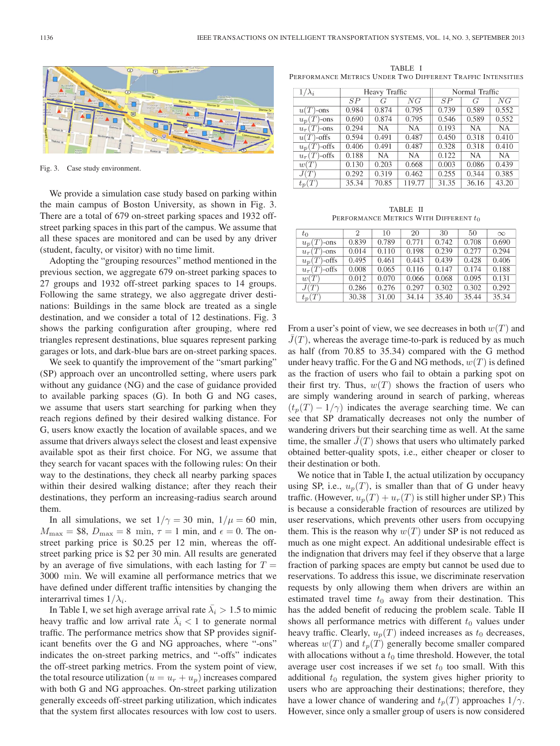Fig. 3. Case study environment.

We provide a simulation case study based on parking within the main campus of Boston University, as shown in Fig. 3. There are a total of 679 on-street parking spaces and 1932 off-street parking spaces in this part of the campus. We assume that all these spaces are monitored and can be used by any driver (student, faculty, or visitor) with no time limit.

Adopting the "grouping resources" method mentioned in the previous section, we aggregate 679 on-street parking spaces to 27 groups and 1932 off-street parking spaces to 14 groups. Following the same strategy, we also aggregate driver destinations: Buildings in the same block are treated as a single destination, and we consider a total of 12 destinations. Fig. 3 shows the parking configuration after grouping, where red triangles represent destinations, blue squares represent parking garages or lots, and dark-blue bars are on-street parking spaces.

We seek to quantify the improvement of the "smart parking" (SP) approach over an uncontrolled setting, where users park without any guidance (NG) and the case of guidance provided to available parking spaces (G). In both G and NG cases, we assume that users start searching for parking when they reach regions defined by their desired walking distance. For G, users know exactly the location of available spaces, and we assume that drivers always select the closest and least expensive available spot as their first choice. For NG, we assume that they search for vacant spaces with the following rules: On their way to the destinations, they check all nearby parking spaces within their desired walking distance; after they reach their destinations, they perform an increasing-radius search around them.

In all simulations, we set $1/\gamma = 30$ min, $1/\mu = 60$ min, $M_{\max} = \$8$, $D_{\max} = 8$ min, $\tau = 1$ min, and $\epsilon = 0$. The on-street parking price is $0.25 per 12 min, whereas the off-street parking price is $2 per 30 min. All results are generated by an average of five simulations, with each lasting for $T = 3000$ min. We will examine all performance metrics that we have defined under different traffic intensities by changing the interarrival times $1/\lambda_i$.

In Table I, we set high average arrival rate $\bar{\lambda}_i > 1.5$ to mimic heavy traffic and low arrival rate $\bar{\lambda}_i < 1$ to generate normal traffic. The performance metrics show that SP provides significant benefits over the G and NG approaches, where "-ons" indicates the on-street parking metrics, and "-offs" indicates the off-street parking metrics. From the system point of view, the total resource utilization ($u = u_r + u_p$) increases compared with both G and NG approaches. On-street parking utilization generally exceeds off-street parking utilization, which indicates that the system first allocates resources with low cost to users.

TABLE I
PERFORMANCE METRICS UNDER TWO DIFFERENT TRAFFIC INTENSITIES

| $1/\lambda_i$ | Heavy Traffic | | | Normal Traffic | | |
|---|---|---|---|---|---|---|
| | $SP$ | $G$ | $NG$ | $SP$ | $G$ | $NG$ |
| $u(T)$-ons | 0.984 | 0.874 | 0.795 | 0.739 | 0.589 | 0.552 |
| $u_p(T)$-ons | 0.690 | 0.874 | 0.795 | 0.546 | 0.589 | 0.552 |
| $u_r(T)$-ons | 0.294 | NA | NA | 0.193 | NA | NA |
| $u(T)$-offs | 0.594 | 0.491 | 0.487 | 0.450 | 0.318 | 0.410 |
| $u_p(T)$-offs | 0.406 | 0.491 | 0.487 | 0.328 | 0.318 | 0.410 |
| $u_r(T)$-offs | 0.188 | NA | NA | 0.122 | NA | NA |
| $w(T)$ | 0.130 | 0.203 | 0.668 | 0.003 | 0.086 | 0.439 |
| $\bar{J}(T)$ | 0.292 | 0.319 | 0.462 | 0.255 | 0.344 | 0.385 |
| $t_p(T)$ | 35.34 | 70.85 | 119.77 | 31.35 | 36.16 | 43.20 |

TABLE II
PERFORMANCE METRICS WITH DIFFERENT $t_0$

| $t_0$ | 2 | 10 | 20 | 30 | 50 | $\infty$ |
|---|---|---|---|---|---|---|
| $u_p(T)$-ons | 0.839 | 0.789 | 0.771 | 0.742 | 0.708 | 0.690 |
| $u_r(T)$-ons | 0.014 | 0.110 | 0.198 | 0.239 | 0.277 | 0.294 |
| $u_p(T)$-offs | 0.495 | 0.461 | 0.443 | 0.439 | 0.428 | 0.406 |
| $u_r(T)$-offs | 0.008 | 0.065 | 0.116 | 0.147 | 0.174 | 0.188 |
| $w(T)$ | 0.012 | 0.070 | 0.066 | 0.068 | 0.095 | 0.131 |
| $\bar{J}(T)$ | 0.286 | 0.276 | 0.297 | 0.302 | 0.302 | 0.292 |
| $t_p(T)$ | 30.38 | 31.00 | 34.14 | 35.40 | 35.44 | 35.34 |

From a user's point of view, we see decreases in both $w(T)$ and $\bar{J}(T)$, whereas the average time-to-park is reduced by as much as half (from 70.85 to 35.34) compared with the G method under heavy traffic. For the G and NG methods, $w(T)$ is defined as the fraction of users who fail to obtain a parking spot on their first try. Thus, $w(T)$ shows the fraction of users who are simply wandering around in search of parking, whereas $(t_p(T) - 1/\gamma)$ indicates the average searching time. We can see that SP dramatically decreases not only the number of wandering drivers but their searching time as well. At the same time, the smaller $\bar{J}(T)$ shows that users who ultimately parked obtained better-quality spots, i.e., either cheaper or closer to their destination or both.

We notice that in Table I, the actual utilization by occupancy using SP, i.e., $u_p(T)$, is smaller than that of G under heavy traffic. (However, $u_p(T) + u_r(T)$ is still higher under SP.) This is because a considerable fraction of resources are utilized by user reservations, which prevents other users from occupying them. This is the reason why $w(T)$ under SP is not reduced as much as one might expect. An additional undesirable effect is the indignation that drivers may feel if they observe that a large fraction of parking spaces are empty but cannot be used due to reservations. To address this issue, we discriminate reservation requests by only allowing them when drivers are within an estimated travel time $t_0$ away from their destination. This has the added benefit of reducing the problem scale. Table II shows all performance metrics with different $t_0$ values under heavy traffic. Clearly, $u_p(T)$ indeed increases as $t_0$ decreases, whereas $w(T)$ and $t_p(T)$ generally become smaller compared with allocations without a $t_0$ time threshold. However, the total average user cost increases if we set $t_0$ too small. With this additional $t_0$ regulation, the system gives higher priority to users who are approaching their destinations; therefore, they have a lower chance of wandering and $t_p(T)$ approaches $1/\gamma$. However, since only a smaller group of users is now considered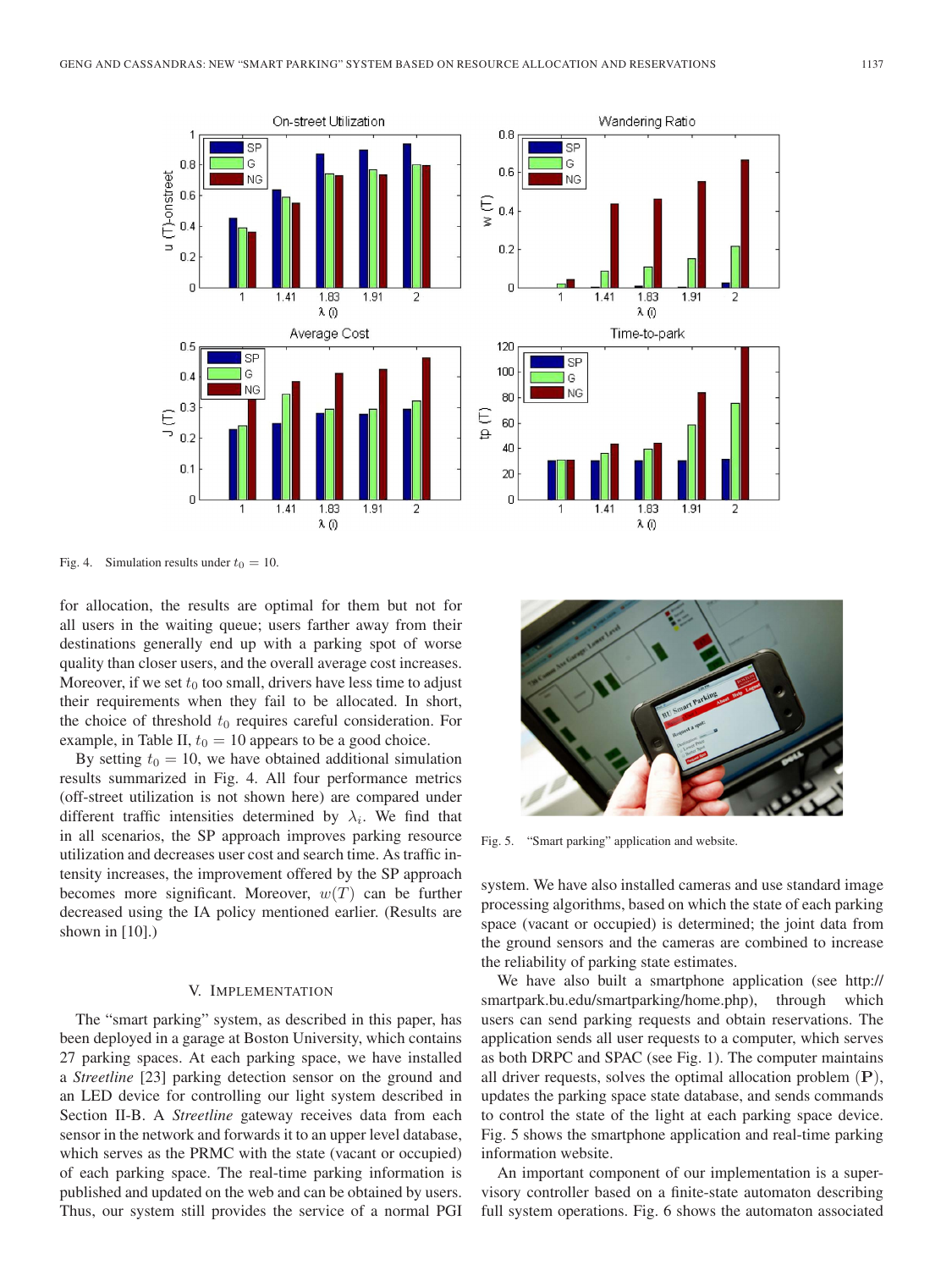Fig. 4. Simulation results under $t_0 = 10$.

for allocation, the results are optimal for them but not for all users in the waiting queue; users farther away from their destinations generally end up with a parking spot of worse quality than closer users, and the overall average cost increases. Moreover, if we set $t_0$ too small, drivers have less time to adjust their requirements when they fail to be allocated. In short, the choice of threshold $t_0$ requires careful consideration. For example, in Table II, $t_0 = 10$ appears to be a good choice.

By setting $t_0 = 10$, we have obtained additional simulation results summarized in Fig. 4. All four performance metrics (off-street utilization is not shown here) are compared under different traffic intensities determined by $\lambda_i$. We find that in all scenarios, the SP approach improves parking resource utilization and decreases user cost and search time. As traffic intensity increases, the improvement offered by the SP approach becomes more significant. Moreover, $w(T)$ can be further decreased using the IA policy mentioned earlier. (Results are shown in [10].)

## V. Implementation

The "smart parking" system, as described in this paper, has been deployed in a garage at Boston University, which contains 27 parking spaces. At each parking space, we have installed a *Streetline* [23] parking detection sensor on the ground and an LED device for controlling our light system described in Section II-B. A *Streetline* gateway receives data from each sensor in the network and forwards it to an upper level database, which serves as the PRMC with the state (vacant or occupied) of each parking space. The real-time parking information is published and updated on the web and can be obtained by users. Thus, our system still provides the service of a normal PGI system. We have also installed cameras and use standard image processing algorithms, based on which the state of each parking space (vacant or occupied) is determined; the joint data from the ground sensors and the cameras are combined to increase the reliability of parking state estimates.

Fig. 5. "Smart parking" application and website.

We have also built a smartphone application (see http://smartpark.bu.edu/smartparking/home.php), through which users can send parking requests and obtain reservations. The application sends all user requests to a computer, which serves as both DRPC and SPAC (see Fig. 1). The computer maintains all driver requests, solves the optimal allocation problem (**P**), updates the parking space state database, and sends commands to control the state of the light at each parking space device. Fig. 5 shows the smartphone application and real-time parking information website.

An important component of our implementation is a supervisory controller based on a finite-state automaton describing full system operations. Fig. 6 shows the automaton associated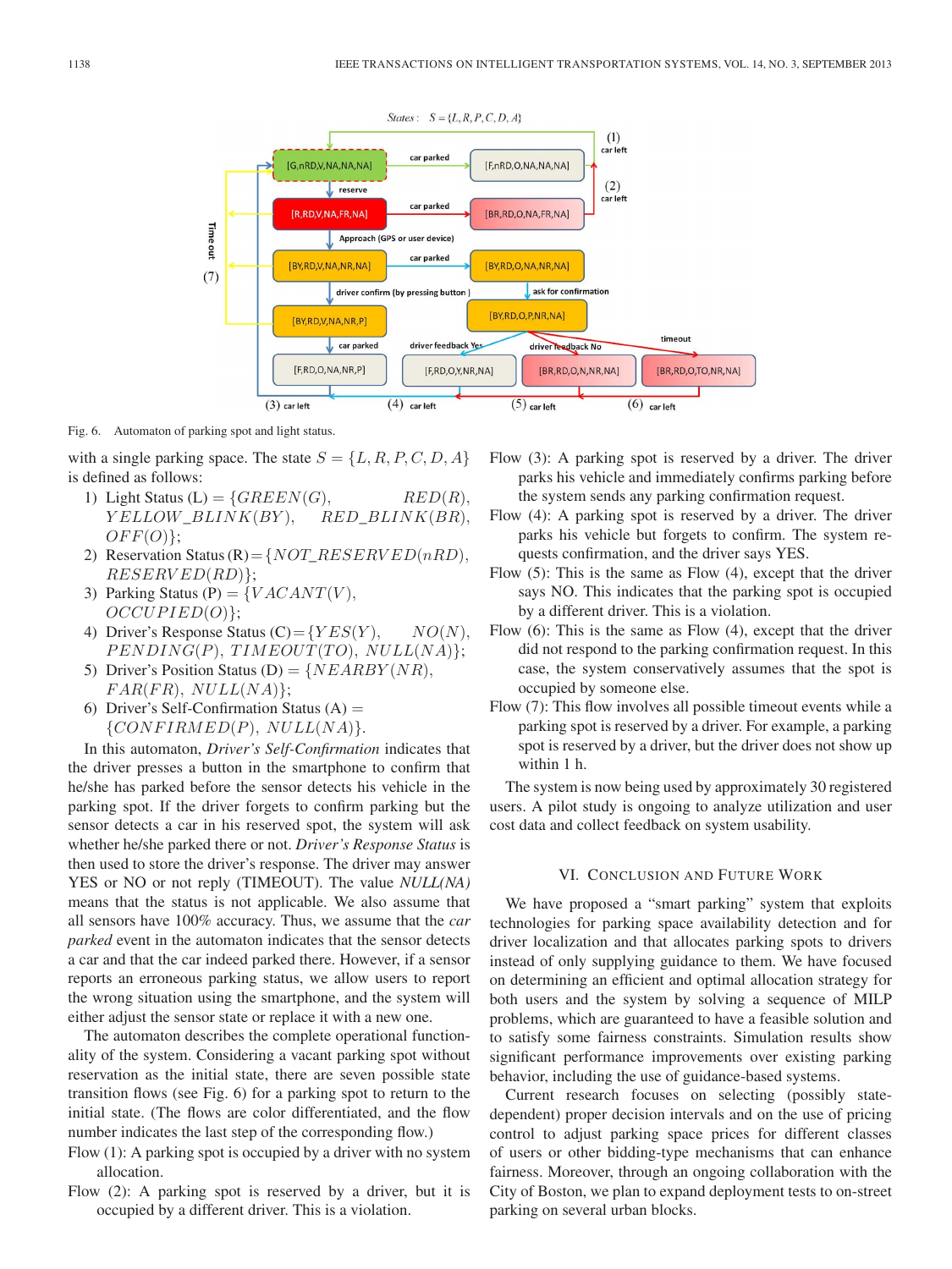Fig. 6. Automaton of parking spot and light status.

with a single parking space. The state $S = \{L, R, P, C, D, A\}$ is defined as follows:

1) Light Status (L) = $\{GREEN(G), RED(R), YELLOW\_BLINK(BY), RED\_BLINK(BR), OFF(O)\}$;
2) Reservation Status (R) = $\{NOT\_RESERVED(nRD), RESERVED(RD)\}$;
3) Parking Status (P) = $\{VACANT(V), OCCUPIED(O)\}$;
4) Driver's Response Status (C) = $\{YES(Y), NO(N), PENDING(P), TIMEOUT(TO), NULL(NA)\}$;
5) Driver's Position Status (D) = $\{NEARBY(NR), FAR(FR), NULL(NA)\}$;
6) Driver's Self-Confirmation Status (A) = $\{CONFIRMED(P), NULL(NA)\}$.

In this automaton, *Driver's Self-Confirmation* indicates that the driver presses a button in the smartphone to confirm that he/she has parked before the sensor detects his vehicle in the parking spot. If the driver forgets to confirm parking but the sensor detects a car in his reserved spot, the system will ask whether he/she parked there or not. *Driver's Response Status* is then used to store the driver's response. The driver may answer YES or NO or not reply (TIMEOUT). The value *NULL(NA)* means that the status is not applicable. We also assume that all sensors have 100% accuracy. Thus, we assume that the *car parked* event in the automaton indicates that the sensor detects a car and that the car indeed parked there. However, if a sensor reports an erroneous parking status, we allow users to report the wrong situation using the smartphone, and the system will either adjust the sensor state or replace it with a new one.

The automaton describes the complete operational functionality of the system. Considering a vacant parking spot without reservation as the initial state, there are seven possible state transition flows (see Fig. 6) for a parking spot to return to the initial state. (The flows are color differentiated, and the flow number indicates the last step of the corresponding flow.)

Flow (1): A parking spot is occupied by a driver with no system allocation.

Flow (2): A parking spot is reserved by a driver, but it is occupied by a different driver. This is a violation.

Flow (3): A parking spot is reserved by a driver. The driver parks his vehicle and immediately confirms parking before the system sends any parking confirmation request.

Flow (4): A parking spot is reserved by a driver. The driver parks his vehicle but forgets to confirm. The system requests confirmation, and the driver says YES.

Flow (5): This is the same as Flow (4), except that the driver says NO. This indicates that the parking spot is occupied by a different driver. This is a violation.

Flow (6): This is the same as Flow (4), except that the driver did not respond to the parking confirmation request. In this case, the system conservatively assumes that the spot is occupied by someone else.

Flow (7): This flow involves all possible timeout events while a parking spot is reserved by a driver. For example, a parking spot is reserved by a driver, but the driver does not show up within 1 h.

The system is now being used by approximately 30 registered users. A pilot study is ongoing to analyze utilization and user cost data and collect feedback on system usability.

## VI. Conclusion and Future Work

We have proposed a "smart parking" system that exploits technologies for parking space availability detection and for driver localization and that allocates parking spots to drivers instead of only supplying guidance to them. We have focused on determining an efficient and optimal allocation strategy for both users and the system by solving a sequence of MILP problems, which are guaranteed to have a feasible solution and to satisfy some fairness constraints. Simulation results show significant performance improvements over existing parking behavior, including the use of guidance-based systems.

Current research focuses on selecting (possibly state-dependent) proper decision intervals and on the use of pricing control to adjust parking space prices for different classes of users or other bidding-type mechanisms that can enhance fairness. Moreover, through an ongoing collaboration with the City of Boston, we plan to expand deployment tests to on-street parking on several urban blocks.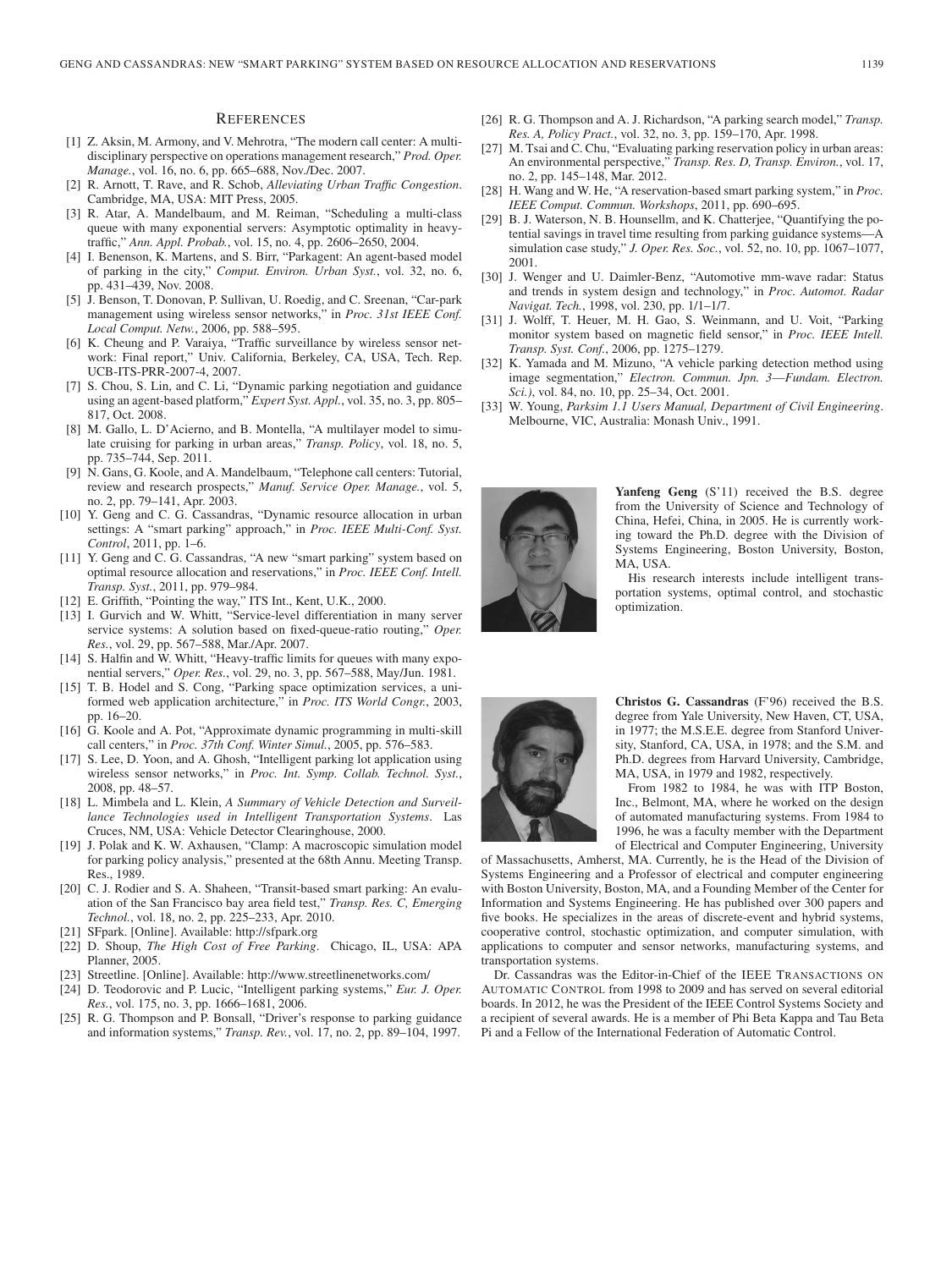## REFERENCES

[1] Z. Aksin, M. Armony, and V. Mehrotra, "The modern call center: A multi-disciplinary perspective on operations management research," *Prod. Oper. Manage.*, vol. 16, no. 6, pp. 665–688, Nov./Dec. 2007.

[2] R. Arnott, T. Rave, and R. Schob, *Alleviating Urban Traffic Congestion*. Cambridge, MA, USA: MIT Press, 2005.

[3] R. Atar, A. Mandelbaum, and M. Reiman, "Scheduling a multi-class queue with many exponential servers: Asymptotic optimality in heavy-traffic," *Ann. Appl. Probab.*, vol. 15, no. 4, pp. 2606–2650, 2004.

[4] I. Benenson, K. Martens, and S. Birr, "Parkagent: An agent-based model of parking in the city," *Comput. Environ. Urban Syst.*, vol. 32, no. 6, pp. 431–439, Nov. 2008.

[5] J. Benson, T. Donovan, P. Sullivan, U. Roedig, and C. Sreenan, "Car-park management using wireless sensor networks," in *Proc. 31st IEEE Conf. Local Comput. Netw.*, 2006, pp. 588–595.

[6] K. Cheung and P. Varaiya, "Traffic surveillance by wireless sensor network: Final report," Univ. California, Berkeley, CA, USA, Tech. Rep. UCB-ITS-PRR-2007-4, 2007.

[7] S. Chou, S. Lin, and C. Li, "Dynamic parking negotiation and guidance using an agent-based platform," *Expert Syst. Appl.*, vol. 35, no. 3, pp. 805–817, Oct. 2008.

[8] M. Gallo, L. D'Acierno, and B. Montella, "A multilayer model to simulate cruising for parking in urban areas," *Transp. Policy*, vol. 18, no. 5, pp. 735–744, Sep. 2011.

[9] N. Gans, G. Koole, and A. Mandelbaum, "Telephone call centers: Tutorial, review and research prospects," *Manuf. Service Oper. Manage.*, vol. 5, no. 2, pp. 79–141, Apr. 2003.

[10] Y. Geng and C. G. Cassandras, "Dynamic resource allocation in urban settings: A "smart parking" approach," in *Proc. IEEE Multi-Conf. Syst. Control*, 2011, pp. 1–6.

[11] Y. Geng and C. G. Cassandras, "A new "smart parking" system based on optimal resource allocation and reservations," in *Proc. IEEE Conf. Intell. Transp. Syst.*, 2011, pp. 979–984.

[12] E. Griffith, "Pointing the way," ITS Int., Kent, U.K., 2000.

[13] I. Gurvich and W. Whitt, "Service-level differentiation in many server service systems: A solution based on fixed-queue-ratio routing," *Oper. Res.*, vol. 29, pp. 567–588, Mar./Apr. 2007.

[14] S. Halfin and W. Whitt, "Heavy-traffic limits for queues with many exponential servers," *Oper. Res.*, vol. 29, no. 3, pp. 567–588, May/Jun. 1981.

[15] T. B. Hodel and S. Cong, "Parking space optimization services, a uniformed web application architecture," in *Proc. ITS World Congr.*, 2003, pp. 16–20.

[16] G. Koole and A. Pot, "Approximate dynamic programming in multi-skill call centers," in *Proc. 37th Conf. Winter Simul.*, 2005, pp. 576–583.

[17] S. Lee, D. Yoon, and A. Ghosh, "Intelligent parking lot application using wireless sensor networks," in *Proc. Int. Symp. Collab. Technol. Syst.*, 2008, pp. 48–57.

[18] L. Mimbela and L. Klein, *A Summary of Vehicle Detection and Surveillance Technologies used in Intelligent Transportation Systems*. Las Cruces, NM, USA: Vehicle Detector Clearinghouse, 2000.

[19] J. Polak and K. W. Axhausen, "Clamp: A macroscopic simulation model for parking policy analysis," presented at the 68th Annu. Meeting Transp. Res., 1989.

[20] C. J. Rodier and S. A. Shaheen, "Transit-based smart parking: An evaluation of the San Francisco bay area field test," *Transp. Res. C, Emerging Technol.*, vol. 18, no. 2, pp. 225–233, Apr. 2010.

[21] SFpark. [Online]. Available: http://sfpark.org

[22] D. Shoup, *The High Cost of Free Parking*. Chicago, IL, USA: APA Planner, 2005.

[23] Streetline. [Online]. Available: http://www.streetlinenetworks.com/

[24] D. Teodorovic and P. Lucic, "Intelligent parking systems," *Eur. J. Oper. Res.*, vol. 175, no. 3, pp. 1666–1681, 2006.

[25] R. G. Thompson and P. Bonsall, "Driver's response to parking guidance and information systems," *Transp. Rev.*, vol. 17, no. 2, pp. 89–104, 1997.

[26] R. G. Thompson and A. J. Richardson, "A parking search model," *Transp. Res. A, Policy Pract.*, vol. 32, no. 3, pp. 159–170, Apr. 1998.

[27] M. Tsai and C. Chu, "Evaluating parking reservation policy in urban areas: An environmental perspective," *Transp. Res. D, Transp. Environ.*, vol. 17, no. 2, pp. 145–148, Mar. 2012.

[28] H. Wang and W. He, "A reservation-based smart parking system," in *Proc. IEEE Comput. Commun. Workshops*, 2011, pp. 690–695.

[29] B. J. Waterson, N. B. Hounsellm, and K. Chatterjee, "Quantifying the potential savings in travel time resulting from parking guidance systems—A simulation case study," *J. Oper. Res. Soc.*, vol. 52, no. 10, pp. 1067–1077, 2001.

[30] J. Wenger and U. Daimler-Benz, "Automotive mm-wave radar: Status and trends in system design and technology," in *Proc. Automot. Radar Navigat. Tech.*, 1998, vol. 230, pp. 1/1–1/7.

[31] J. Wolff, T. Heuer, M. H. Gao, S. Weinmann, and U. Voit, "Parking monitor system based on magnetic field sensor," in *Proc. IEEE Intell. Transp. Syst. Conf.*, 2006, pp. 1275–1279.

[32] K. Yamada and M. Mizuno, "A vehicle parking detection method using image segmentation," *Electron. Commun. Jpn. 3—Fundam. Electron. Sci.)*, vol. 84, no. 10, pp. 25–34, Oct. 2001.

[33] W. Young, *Parksim 1.1 Users Manual, Department of Civil Engineering*. Melbourne, VIC, Australia: Monash Univ., 1991.

**Yanfeng Geng** (S'11) received the B.S. degree from the University of Science and Technology of China, Hefei, China, in 2005. He is currently working toward the Ph.D. degree with the Division of Systems Engineering, Boston University, Boston, MA, USA.

His research interests include intelligent transportation systems, optimal control, and stochastic optimization.

**Christos G. Cassandras** (F'96) received the B.S. degree from Yale University, New Haven, CT, USA, in 1977; the M.S.E.E. degree from Stanford University, Stanford, CA, USA, in 1978; and the S.M. and Ph.D. degrees from Harvard University, Cambridge, MA, USA, in 1979 and 1982, respectively.

From 1982 to 1984, he was with ITP Boston, Inc., Belmont, MA, where he worked on the design of automated manufacturing systems. From 1984 to 1996, he was a faculty member with the Department of Electrical and Computer Engineering, University of Massachusetts, Amherst, MA. Currently, he is the Head of the Division of Systems Engineering and a Professor of electrical and computer engineering with Boston University, Boston, MA, and a Founding Member of the Center for Information and Systems Engineering. He has published over 300 papers and five books. He specializes in the areas of discrete-event and hybrid systems, cooperative control, stochastic optimization, and computer simulation, with applications to computer and sensor networks, manufacturing systems, and transportation systems.

Dr. Cassandras was the Editor-in-Chief of the IEEE TRANSACTIONS ON AUTOMATIC CONTROL from 1998 to 2009 and has served on several editorial boards. In 2012, he was the President of the IEEE Control Systems Society and a recipient of several awards. He is a member of Phi Beta Kappa and Tau Beta Pi and a Fellow of the International Federation of Automatic Control.